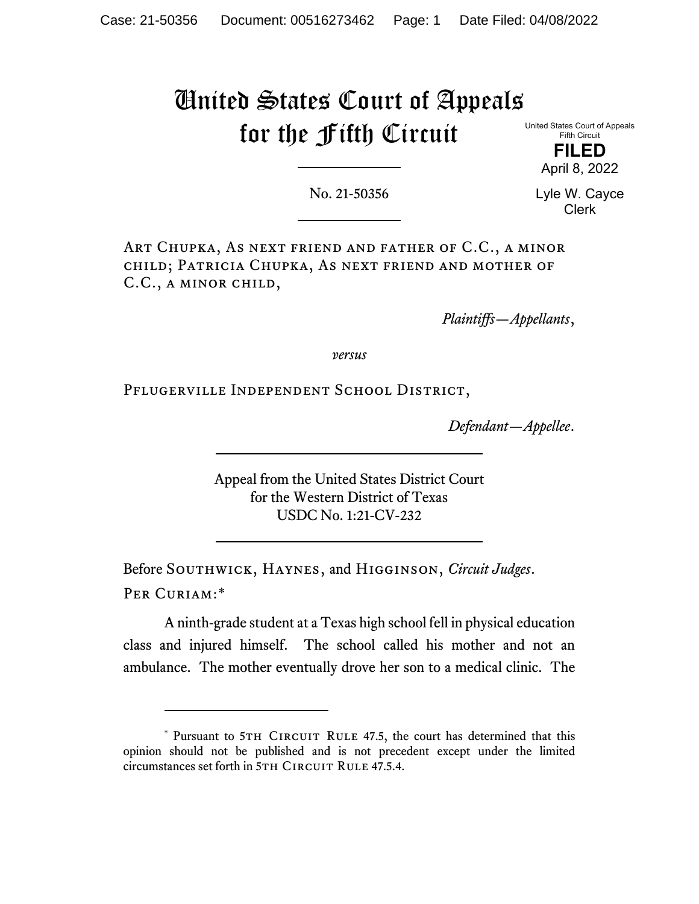# United States Court of Appeals for the Fifth Circuit

United States Court of Appeals
Fifth Circuit
**FILED**
April 8, 2022

Lyle W. Cayce
Clerk

No. 21-50356

---

Art Chupka, As next friend and father of C.C., a minor child; Patricia Chupka, As next friend and mother of C.C., a minor child,

*Plaintiffs—Appellants*,

*versus*

Pflugerville Independent School District,

*Defendant—Appellee*.

---

Appeal from the United States District Court
for the Western District of Texas
USDC No. 1:21-CV-232

---

Before Southwick, Haynes, and Higginson, *Circuit Judges*.

Per Curiam:*

A ninth-grade student at a Texas high school fell in physical education class and injured himself. The school called his mother and not an ambulance. The mother eventually drove her son to a medical clinic. The

---

\* Pursuant to 5th Circuit Rule 47.5, the court has determined that this opinion should not be published and is not precedent except under the limited circumstances set forth in 5th Circuit Rule 47.5.4.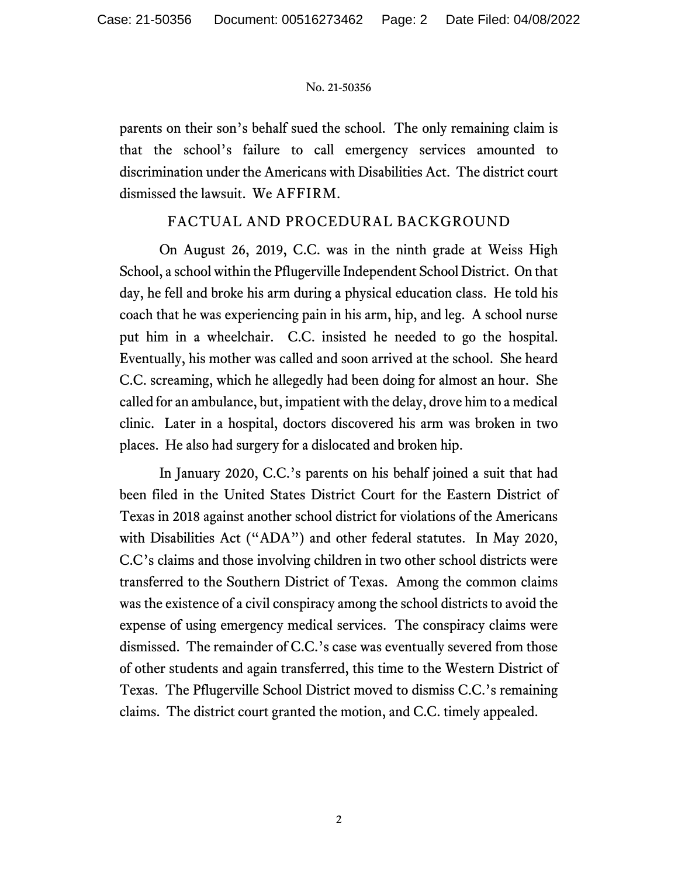parents on their son's behalf sued the school. The only remaining claim is that the school's failure to call emergency services amounted to discrimination under the Americans with Disabilities Act. The district court dismissed the lawsuit. We AFFIRM.

## FACTUAL AND PROCEDURAL BACKGROUND

On August 26, 2019, C.C. was in the ninth grade at Weiss High School, a school within the Pflugerville Independent School District. On that day, he fell and broke his arm during a physical education class. He told his coach that he was experiencing pain in his arm, hip, and leg. A school nurse put him in a wheelchair. C.C. insisted he needed to go the hospital. Eventually, his mother was called and soon arrived at the school. She heard C.C. screaming, which he allegedly had been doing for almost an hour. She called for an ambulance, but, impatient with the delay, drove him to a medical clinic. Later in a hospital, doctors discovered his arm was broken in two places. He also had surgery for a dislocated and broken hip.

In January 2020, C.C.'s parents on his behalf joined a suit that had been filed in the United States District Court for the Eastern District of Texas in 2018 against another school district for violations of the Americans with Disabilities Act ("ADA") and other federal statutes. In May 2020, C.C's claims and those involving children in two other school districts were transferred to the Southern District of Texas. Among the common claims was the existence of a civil conspiracy among the school districts to avoid the expense of using emergency medical services. The conspiracy claims were dismissed. The remainder of C.C.'s case was eventually severed from those of other students and again transferred, this time to the Western District of Texas. The Pflugerville School District moved to dismiss C.C.'s remaining claims. The district court granted the motion, and C.C. timely appealed.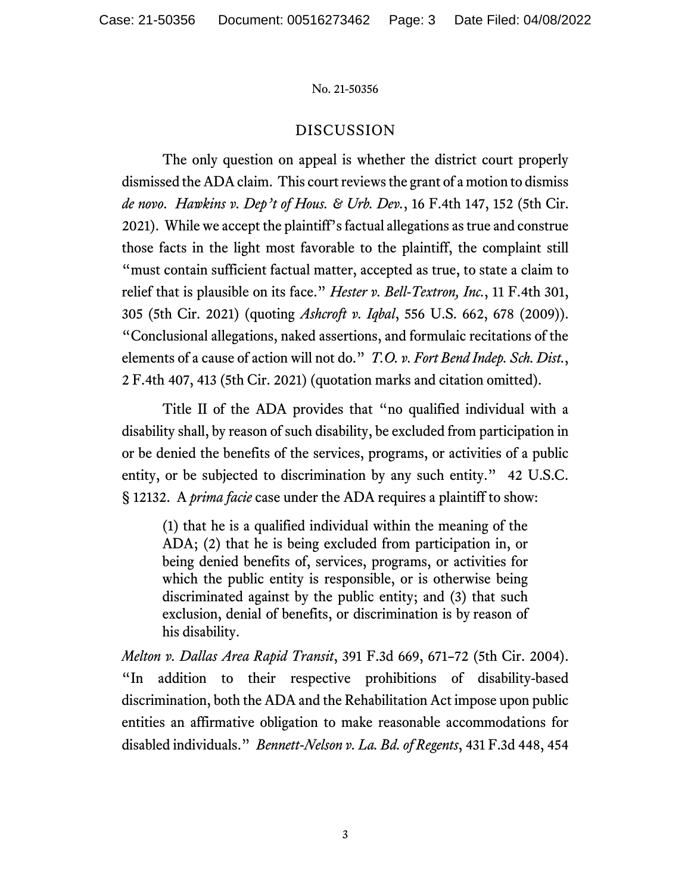## DISCUSSION

The only question on appeal is whether the district court properly dismissed the ADA claim. This court reviews the grant of a motion to dismiss *de novo*. *Hawkins v. Dep't of Hous. & Urb. Dev.*, 16 F.4th 147, 152 (5th Cir. 2021). While we accept the plaintiff's factual allegations as true and construe those facts in the light most favorable to the plaintiff, the complaint still "must contain sufficient factual matter, accepted as true, to state a claim to relief that is plausible on its face." *Hester v. Bell-Textron, Inc.*, 11 F.4th 301, 305 (5th Cir. 2021) (quoting *Ashcroft v. Iqbal*, 556 U.S. 662, 678 (2009)). "Conclusional allegations, naked assertions, and formulaic recitations of the elements of a cause of action will not do." *T.O. v. Fort Bend Indep. Sch. Dist.*, 2 F.4th 407, 413 (5th Cir. 2021) (quotation marks and citation omitted).

Title II of the ADA provides that "no qualified individual with a disability shall, by reason of such disability, be excluded from participation in or be denied the benefits of the services, programs, or activities of a public entity, or be subjected to discrimination by any such entity." 42 U.S.C. § 12132. A *prima facie* case under the ADA requires a plaintiff to show:

> (1) that he is a qualified individual within the meaning of the ADA; (2) that he is being excluded from participation in, or being denied benefits of, services, programs, or activities for which the public entity is responsible, or is otherwise being discriminated against by the public entity; and (3) that such exclusion, denial of benefits, or discrimination is by reason of his disability.

*Melton v. Dallas Area Rapid Transit*, 391 F.3d 669, 671–72 (5th Cir. 2004). "In addition to their respective prohibitions of disability-based discrimination, both the ADA and the Rehabilitation Act impose upon public entities an affirmative obligation to make reasonable accommodations for disabled individuals." *Bennett-Nelson v. La. Bd. of Regents*, 431 F.3d 448, 454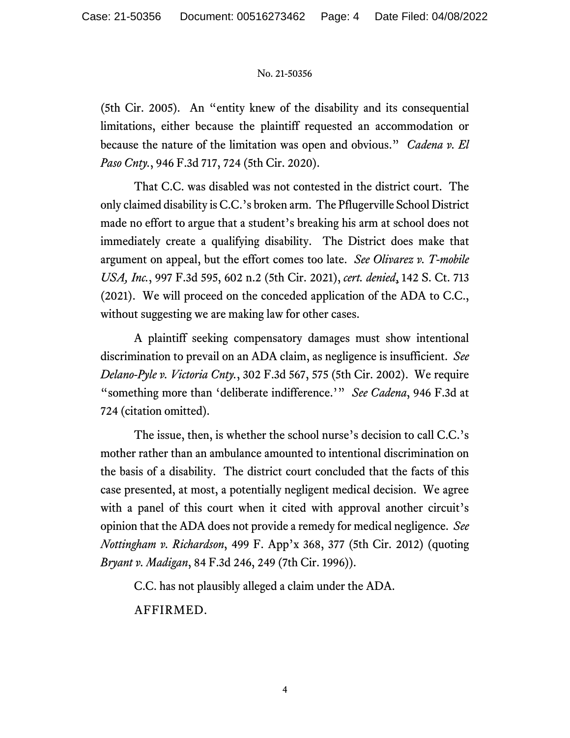(5th Cir. 2005). An "entity knew of the disability and its consequential limitations, either because the plaintiff requested an accommodation or because the nature of the limitation was open and obvious." *Cadena v. El Paso Cnty.*, 946 F.3d 717, 724 (5th Cir. 2020).

That C.C. was disabled was not contested in the district court. The only claimed disability is C.C.'s broken arm. The Pflugerville School District made no effort to argue that a student's breaking his arm at school does not immediately create a qualifying disability. The District does make that argument on appeal, but the effort comes too late. *See Olivarez v. T-mobile USA, Inc.*, 997 F.3d 595, 602 n.2 (5th Cir. 2021), *cert. denied*, 142 S. Ct. 713 (2021). We will proceed on the conceded application of the ADA to C.C., without suggesting we are making law for other cases.

A plaintiff seeking compensatory damages must show intentional discrimination to prevail on an ADA claim, as negligence is insufficient. *See Delano-Pyle v. Victoria Cnty.*, 302 F.3d 567, 575 (5th Cir. 2002). We require "something more than 'deliberate indifference.'" *See Cadena*, 946 F.3d at 724 (citation omitted).

The issue, then, is whether the school nurse's decision to call C.C.'s mother rather than an ambulance amounted to intentional discrimination on the basis of a disability. The district court concluded that the facts of this case presented, at most, a potentially negligent medical decision. We agree with a panel of this court when it cited with approval another circuit's opinion that the ADA does not provide a remedy for medical negligence. *See Nottingham v. Richardson*, 499 F. App'x 368, 377 (5th Cir. 2012) (quoting *Bryant v. Madigan*, 84 F.3d 246, 249 (7th Cir. 1996)).

C.C. has not plausibly alleged a claim under the ADA.

AFFIRMED.